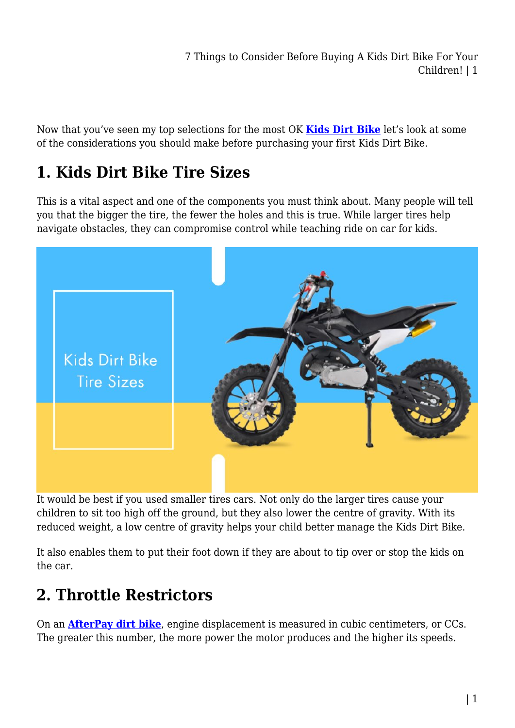Now that you've seen my top selections for the most OK **Kids Dirt Bike** let's look at some of the considerations you should make before purchasing your first Kids Dirt Bike.

## 1. Kids Dirt Bike Tire Sizes

This is a vital aspect and one of the components you must think about. Many people will tell you that the bigger the tire, the fewer the holes and this is true. While larger tires help navigate obstacles, they can compromise control while teaching ride on car for kids.

It would be best if you used smaller tires cars. Not only do the larger tires cause your children to sit too high off the ground, but they also lower the centre of gravity. With its reduced weight, a low centre of gravity helps your child better manage the Kids Dirt Bike.

It also enables them to put their foot down if they are about to tip over or stop the kids on the car.

## 2. Throttle Restrictors

On an **AfterPay dirt bike**, engine displacement is measured in cubic centimeters, or CCs. The greater this number, the more power the motor produces and the higher its speeds.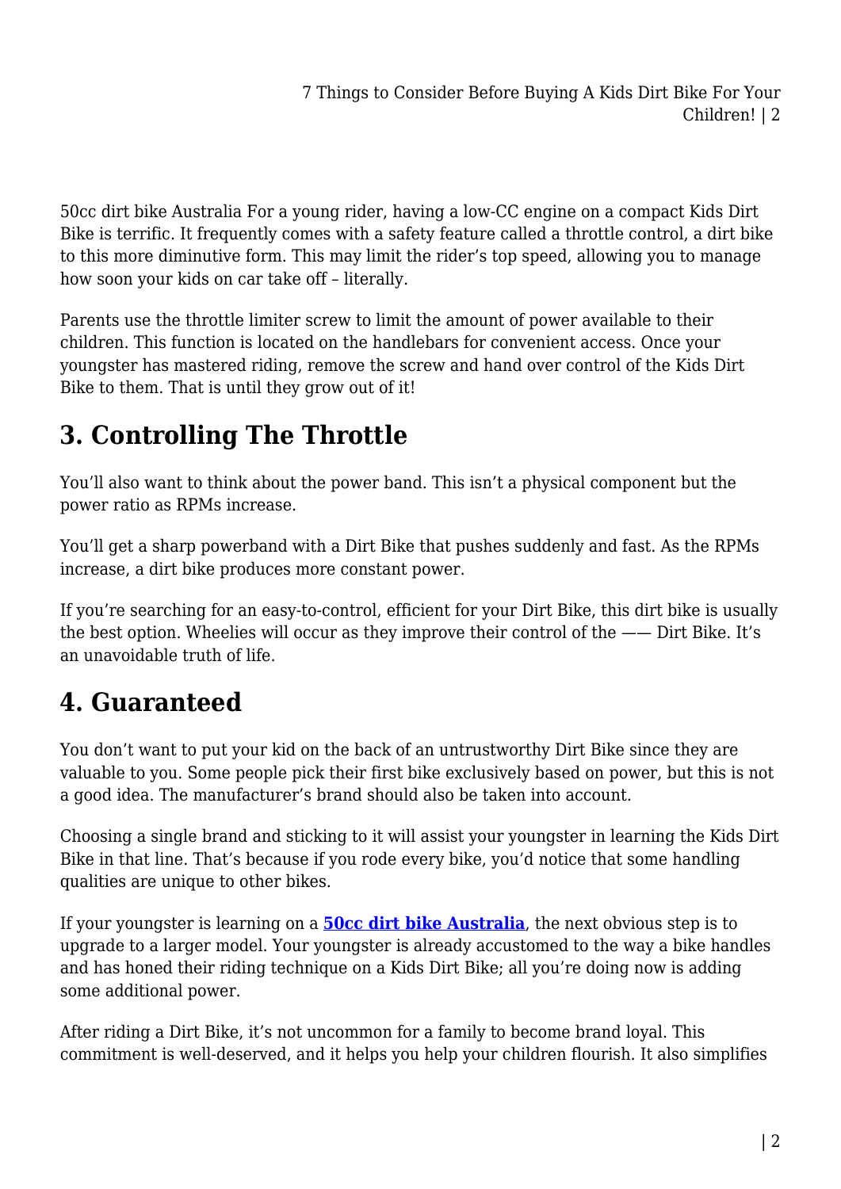50cc dirt bike Australia For a young rider, having a low-CC engine on a compact Kids Dirt Bike is terrific. It frequently comes with a safety feature called a throttle control, a dirt bike to this more diminutive form. This may limit the rider's top speed, allowing you to manage how soon your kids on car take off – literally.

Parents use the throttle limiter screw to limit the amount of power available to their children. This function is located on the handlebars for convenient access. Once your youngster has mastered riding, remove the screw and hand over control of the Kids Dirt Bike to them. That is until they grow out of it!

## 3. Controlling The Throttle

You'll also want to think about the power band. This isn't a physical component but the power ratio as RPMs increase.

You'll get a sharp powerband with a Dirt Bike that pushes suddenly and fast. As the RPMs increase, a dirt bike produces more constant power.

If you're searching for an easy-to-control, efficient for your Dirt Bike, this dirt bike is usually the best option. Wheelies will occur as they improve their control of the —— Dirt Bike. It's an unavoidable truth of life.

## 4. Guaranteed

You don't want to put your kid on the back of an untrustworthy Dirt Bike since they are valuable to you. Some people pick their first bike exclusively based on power, but this is not a good idea. The manufacturer's brand should also be taken into account.

Choosing a single brand and sticking to it will assist your youngster in learning the Kids Dirt Bike in that line. That's because if you rode every bike, you'd notice that some handling qualities are unique to other bikes.

If your youngster is learning on a **50cc dirt bike Australia**, the next obvious step is to upgrade to a larger model. Your youngster is already accustomed to the way a bike handles and has honed their riding technique on a Kids Dirt Bike; all you're doing now is adding some additional power.

After riding a Dirt Bike, it's not uncommon for a family to become brand loyal. This commitment is well-deserved, and it helps you help your children flourish. It also simplifies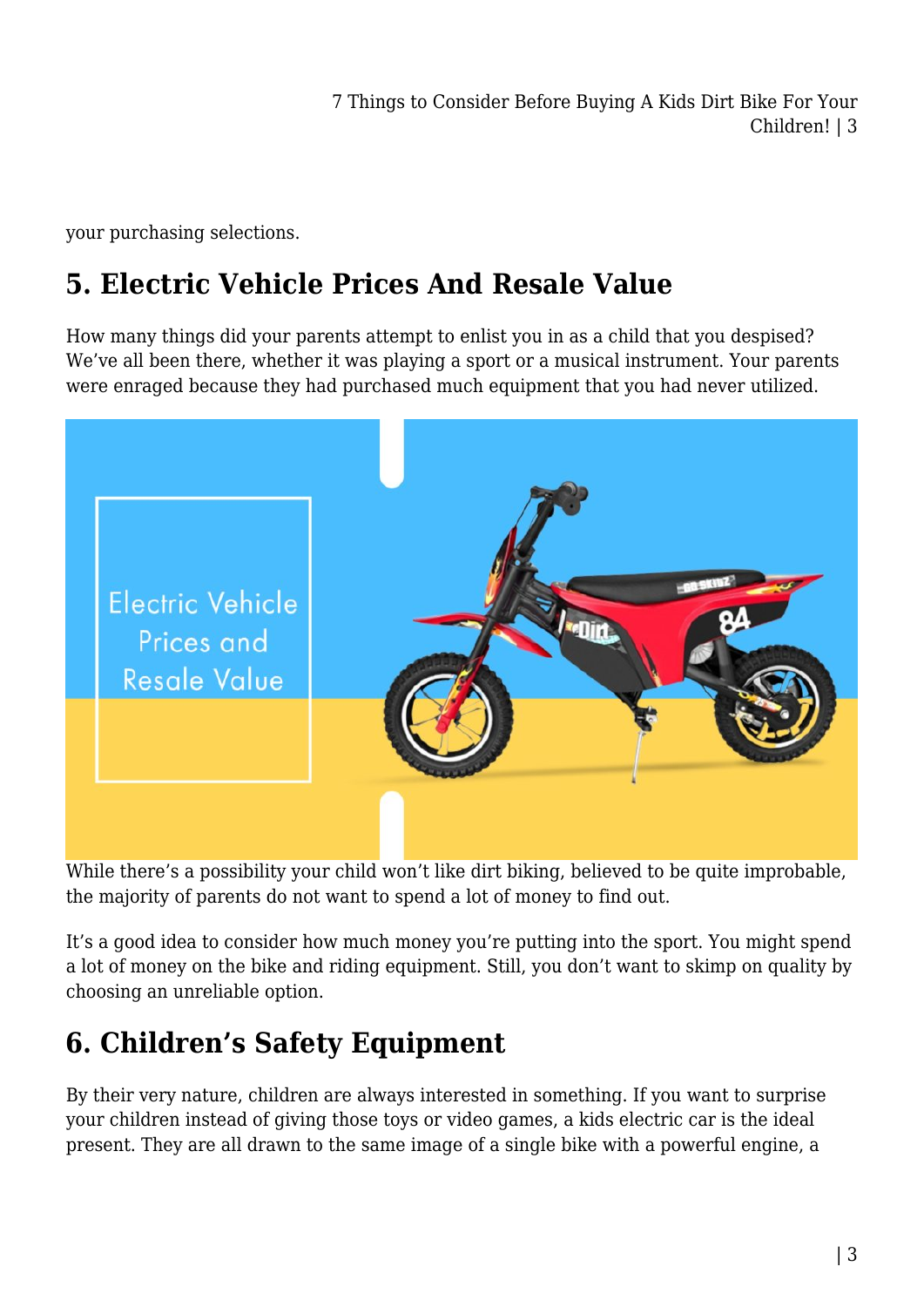your purchasing selections.

## 5. Electric Vehicle Prices And Resale Value

How many things did your parents attempt to enlist you in as a child that you despised? We've all been there, whether it was playing a sport or a musical instrument. Your parents were enraged because they had purchased much equipment that you had never utilized.

While there's a possibility your child won't like dirt biking, believed to be quite improbable, the majority of parents do not want to spend a lot of money to find out.

It's a good idea to consider how much money you're putting into the sport. You might spend a lot of money on the bike and riding equipment. Still, you don't want to skimp on quality by choosing an unreliable option.

## 6. Children's Safety Equipment

By their very nature, children are always interested in something. If you want to surprise your children instead of giving those toys or video games, a kids electric car is the ideal present. They are all drawn to the same image of a single bike with a powerful engine, a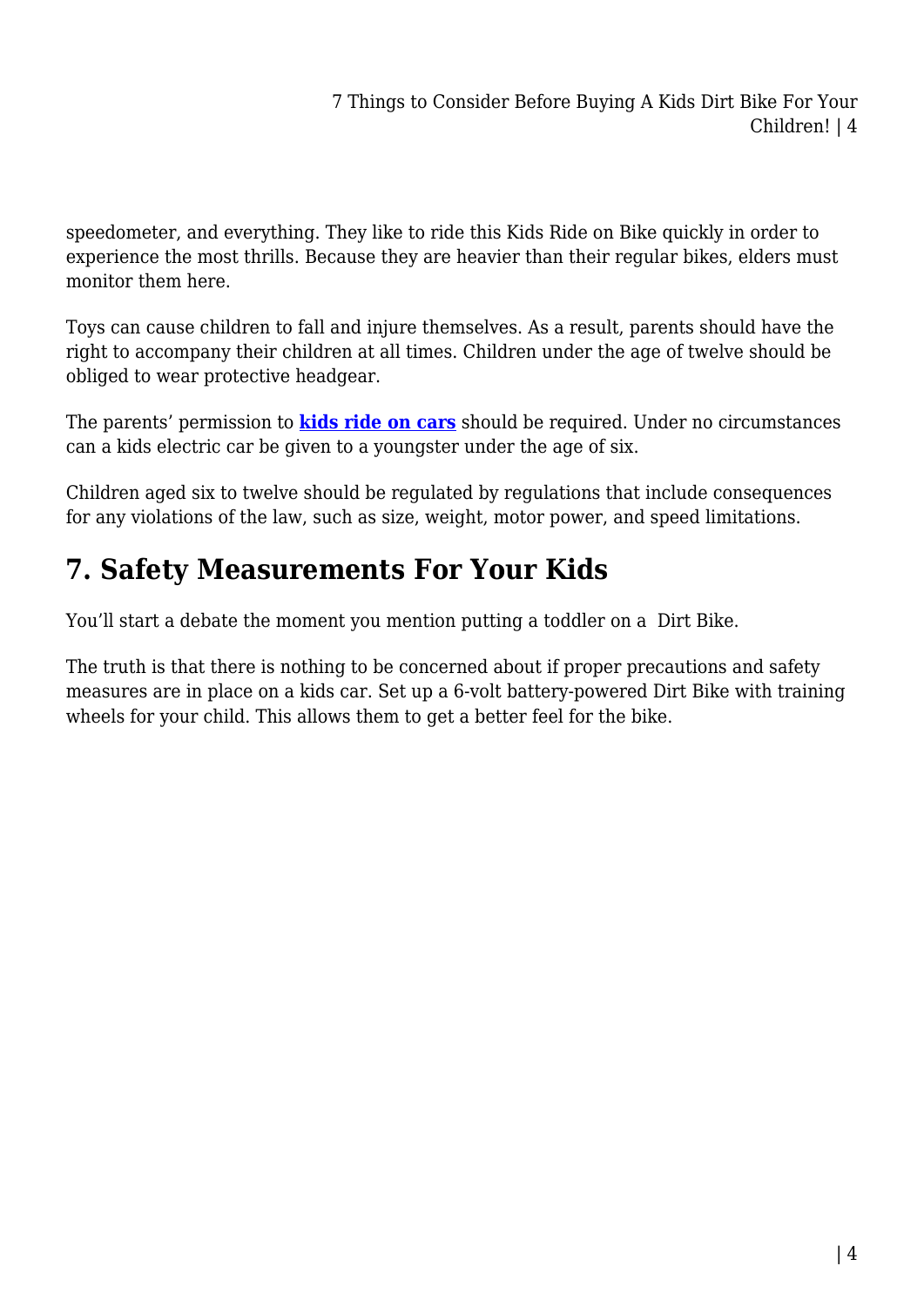speedometer, and everything. They like to ride this Kids Ride on Bike quickly in order to experience the most thrills. Because they are heavier than their regular bikes, elders must monitor them here.

Toys can cause children to fall and injure themselves. As a result, parents should have the right to accompany their children at all times. Children under the age of twelve should be obliged to wear protective headgear.

The parents' permission to **kids ride on cars** should be required. Under no circumstances can a kids electric car be given to a youngster under the age of six.

Children aged six to twelve should be regulated by regulations that include consequences for any violations of the law, such as size, weight, motor power, and speed limitations.

## 7. Safety Measurements For Your Kids

You'll start a debate the moment you mention putting a toddler on a Dirt Bike.

The truth is that there is nothing to be concerned about if proper precautions and safety measures are in place on a kids car. Set up a 6-volt battery-powered Dirt Bike with training wheels for your child. This allows them to get a better feel for the bike.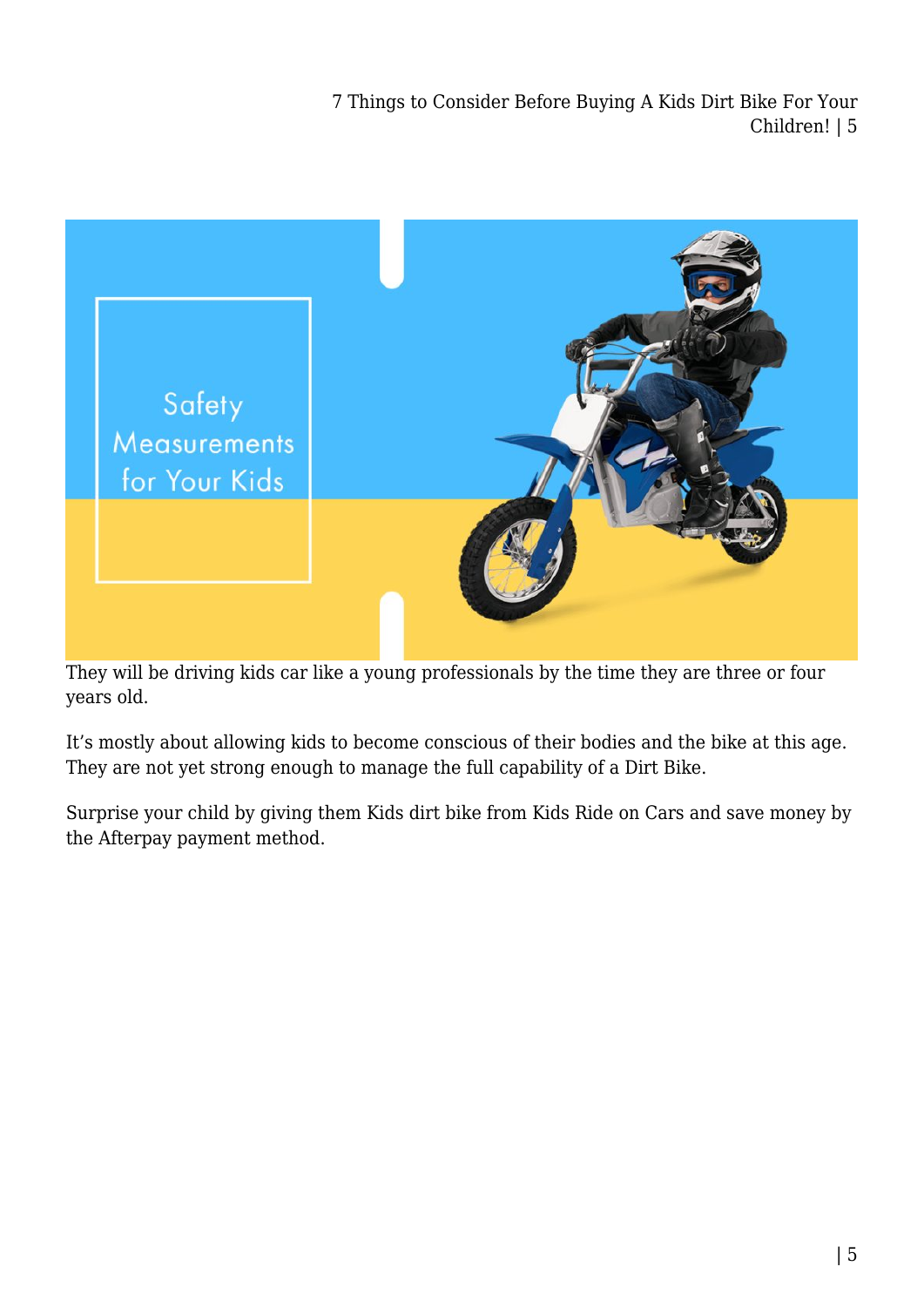They will be driving kids car like a young professionals by the time they are three or four years old.

It’s mostly about allowing kids to become conscious of their bodies and the bike at this age. They are not yet strong enough to manage the full capability of a Dirt Bike.

Surprise your child by giving them Kids dirt bike from Kids Ride on Cars and save money by the Afterpay payment method.